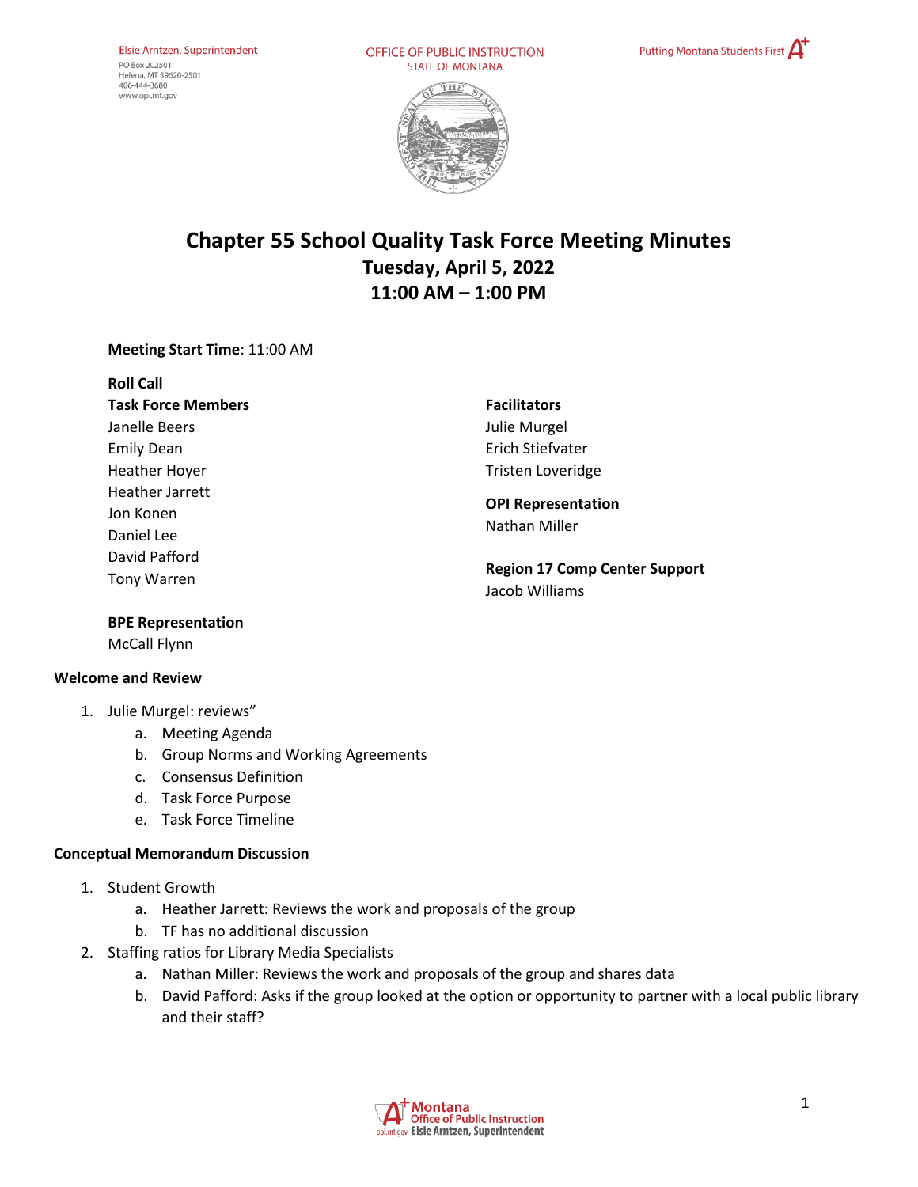Elsie Arntzen, Superintendent
PO Box 202501
Helena, MT 59620-2501
406-444-3680
www.opi.mt.gov

OFFICE OF PUBLIC INSTRUCTION
STATE OF MONTANA

Putting Montana Students First

# Chapter 55 School Quality Task Force Meeting Minutes
## Tuesday, April 5, 2022
## 11:00 AM – 1:00 PM

**Meeting Start Time**: 11:00 AM

**Roll Call**

**Task Force Members**
Janelle Beers
Emily Dean
Heather Hoyer
Heather Jarrett
Jon Konen
Daniel Lee
David Pafford
Tony Warren

**BPE Representation**
McCall Flynn

**Facilitators**
Julie Murgel
Erich Stiefvater
Tristen Loveridge

**OPI Representation**
Nathan Miller

**Region 17 Comp Center Support**
Jacob Williams

**Welcome and Review**

1. Julie Murgel: reviews"
   a. Meeting Agenda
   b. Group Norms and Working Agreements
   c. Consensus Definition
   d. Task Force Purpose
   e. Task Force Timeline

**Conceptual Memorandum Discussion**

1. Student Growth
   a. Heather Jarrett: Reviews the work and proposals of the group
   b. TF has no additional discussion
2. Staffing ratios for Library Media Specialists
   a. Nathan Miller: Reviews the work and proposals of the group and shares data
   b. David Pafford: Asks if the group looked at the option or opportunity to partner with a local public library and their staff?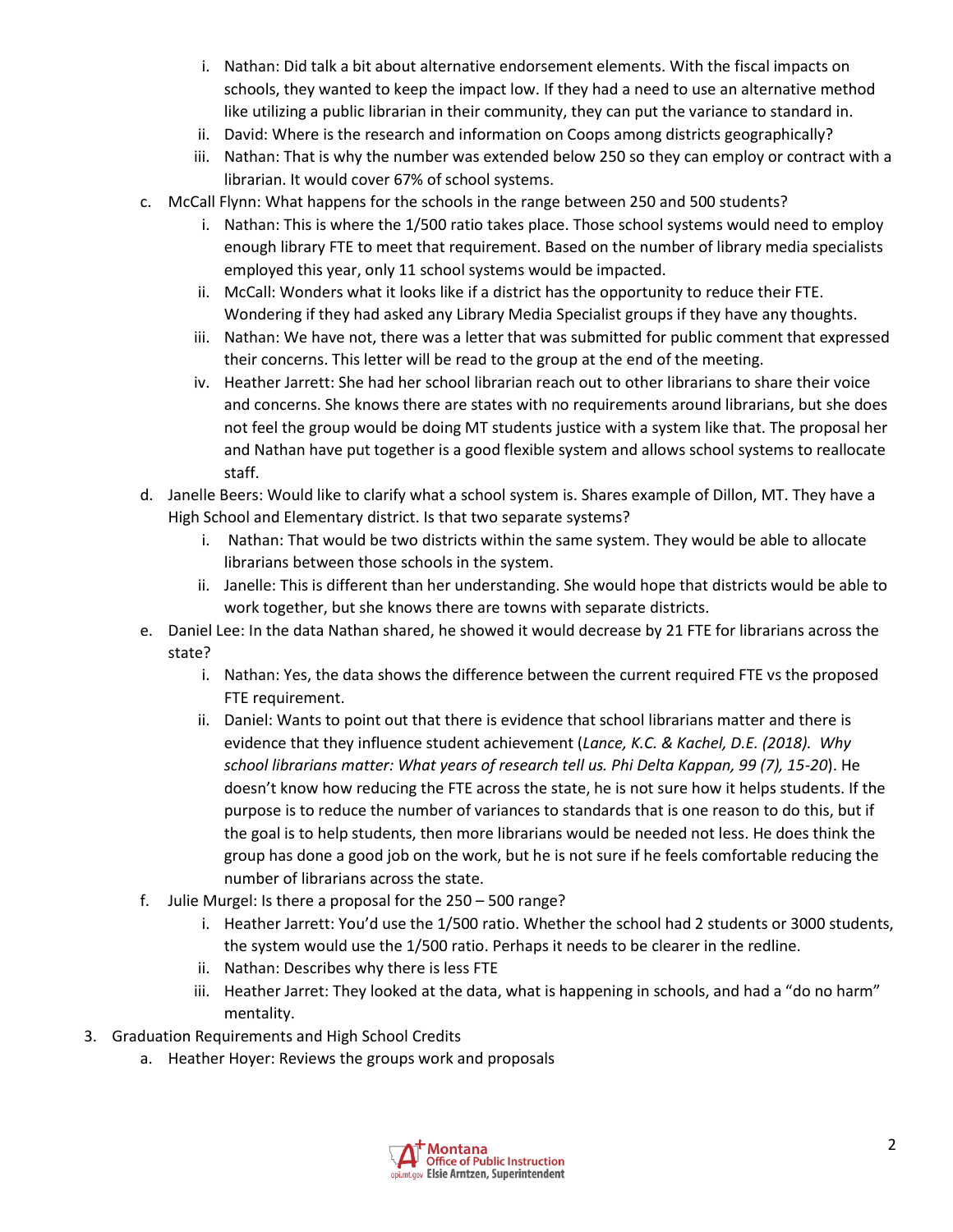i. Nathan: Did talk a bit about alternative endorsement elements. With the fiscal impacts on schools, they wanted to keep the impact low. If they had a need to use an alternative method like utilizing a public librarian in their community, they can put the variance to standard in.
   ii. David: Where is the research and information on Coops among districts geographically?
   iii. Nathan: That is why the number was extended below 250 so they can employ or contract with a librarian. It would cover 67% of school systems.

c. McCall Flynn: What happens for the schools in the range between 250 and 500 students?
   i. Nathan: This is where the 1/500 ratio takes place. Those school systems would need to employ enough library FTE to meet that requirement. Based on the number of library media specialists employed this year, only 11 school systems would be impacted.
   ii. McCall: Wonders what it looks like if a district has the opportunity to reduce their FTE. Wondering if they had asked any Library Media Specialist groups if they have any thoughts.
   iii. Nathan: We have not, there was a letter that was submitted for public comment that expressed their concerns. This letter will be read to the group at the end of the meeting.
   iv. Heather Jarrett: She had her school librarian reach out to other librarians to share their voice and concerns. She knows there are states with no requirements around librarians, but she does not feel the group would be doing MT students justice with a system like that. The proposal her and Nathan have put together is a good flexible system and allows school systems to reallocate staff.

d. Janelle Beers: Would like to clarify what a school system is. Shares example of Dillon, MT. They have a High School and Elementary district. Is that two separate systems?
   i. Nathan: That would be two districts within the same system. They would be able to allocate librarians between those schools in the system.
   ii. Janelle: This is different than her understanding. She would hope that districts would be able to work together, but she knows there are towns with separate districts.

e. Daniel Lee: In the data Nathan shared, he showed it would decrease by 21 FTE for librarians across the state?
   i. Nathan: Yes, the data shows the difference between the current required FTE vs the proposed FTE requirement.
   ii. Daniel: Wants to point out that there is evidence that school librarians matter and there is evidence that they influence student achievement (*Lance, K.C. & Kachel, D.E. (2018). Why school librarians matter: What years of research tell us. Phi Delta Kappan, 99 (7), 15-20*). He doesn't know how reducing the FTE across the state, he is not sure how it helps students. If the purpose is to reduce the number of variances to standards that is one reason to do this, but if the goal is to help students, then more librarians would be needed not less. He does think the group has done a good job on the work, but he is not sure if he feels comfortable reducing the number of librarians across the state.

f. Julie Murgel: Is there a proposal for the 250 – 500 range?
   i. Heather Jarrett: You'd use the 1/500 ratio. Whether the school had 2 students or 3000 students, the system would use the 1/500 ratio. Perhaps it needs to be clearer in the redline.
   ii. Nathan: Describes why there is less FTE
   iii. Heather Jarret: They looked at the data, what is happening in schools, and had a "do no harm" mentality.

3. Graduation Requirements and High School Credits
   a. Heather Hoyer: Reviews the groups work and proposals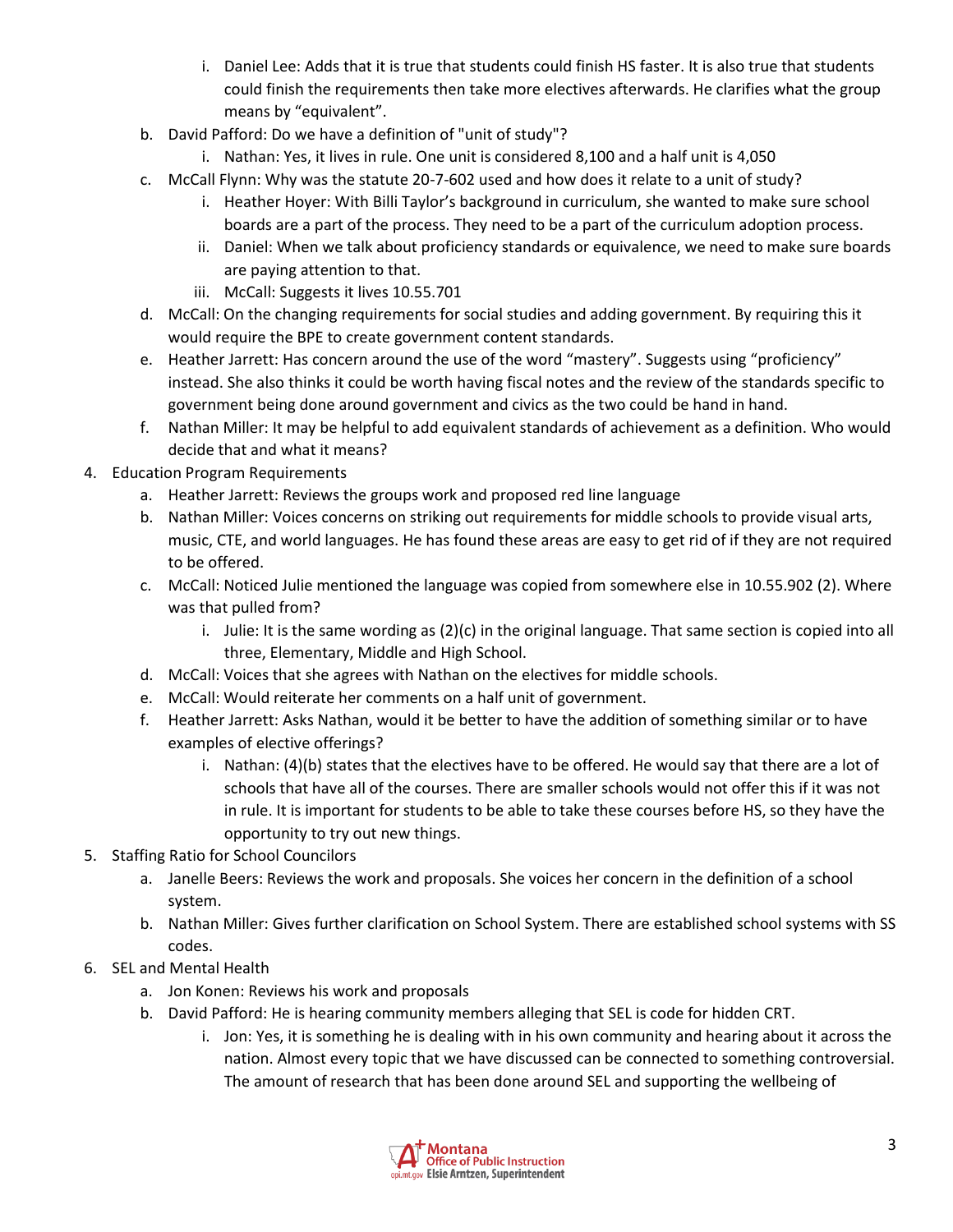i. Daniel Lee: Adds that it is true that students could finish HS faster. It is also true that students could finish the requirements then take more electives afterwards. He clarifies what the group means by "equivalent".

   b. David Pafford: Do we have a definition of "unit of study"?
      i. Nathan: Yes, it lives in rule. One unit is considered 8,100 and a half unit is 4,050
   c. McCall Flynn: Why was the statute 20-7-602 used and how does it relate to a unit of study?
      i. Heather Hoyer: With Billi Taylor's background in curriculum, she wanted to make sure school boards are a part of the process. They need to be a part of the curriculum adoption process.
      ii. Daniel: When we talk about proficiency standards or equivalence, we need to make sure boards are paying attention to that.
      iii. McCall: Suggests it lives 10.55.701
   d. McCall: On the changing requirements for social studies and adding government. By requiring this it would require the BPE to create government content standards.
   e. Heather Jarrett: Has concern around the use of the word "mastery". Suggests using "proficiency" instead. She also thinks it could be worth having fiscal notes and the review of the standards specific to government being done around government and civics as the two could be hand in hand.
   f. Nathan Miller: It may be helpful to add equivalent standards of achievement as a definition. Who would decide that and what it means?

4. Education Program Requirements
   a. Heather Jarrett: Reviews the groups work and proposed red line language
   b. Nathan Miller: Voices concerns on striking out requirements for middle schools to provide visual arts, music, CTE, and world languages. He has found these areas are easy to get rid of if they are not required to be offered.
   c. McCall: Noticed Julie mentioned the language was copied from somewhere else in 10.55.902 (2). Where was that pulled from?
      i. Julie: It is the same wording as (2)(c) in the original language. That same section is copied into all three, Elementary, Middle and High School.
   d. McCall: Voices that she agrees with Nathan on the electives for middle schools.
   e. McCall: Would reiterate her comments on a half unit of government.
   f. Heather Jarrett: Asks Nathan, would it be better to have the addition of something similar or to have examples of elective offerings?
      i. Nathan: (4)(b) states that the electives have to be offered. He would say that there are a lot of schools that have all of the courses. There are smaller schools would not offer this if it was not in rule. It is important for students to be able to take these courses before HS, so they have the opportunity to try out new things.

5. Staffing Ratio for School Councilors
   a. Janelle Beers: Reviews the work and proposals. She voices her concern in the definition of a school system.
   b. Nathan Miller: Gives further clarification on School System. There are established school systems with SS codes.

6. SEL and Mental Health
   a. Jon Konen: Reviews his work and proposals
   b. David Pafford: He is hearing community members alleging that SEL is code for hidden CRT.
      i. Jon: Yes, it is something he is dealing with in his own community and hearing about it across the nation. Almost every topic that we have discussed can be connected to something controversial. The amount of research that has been done around SEL and supporting the wellbeing of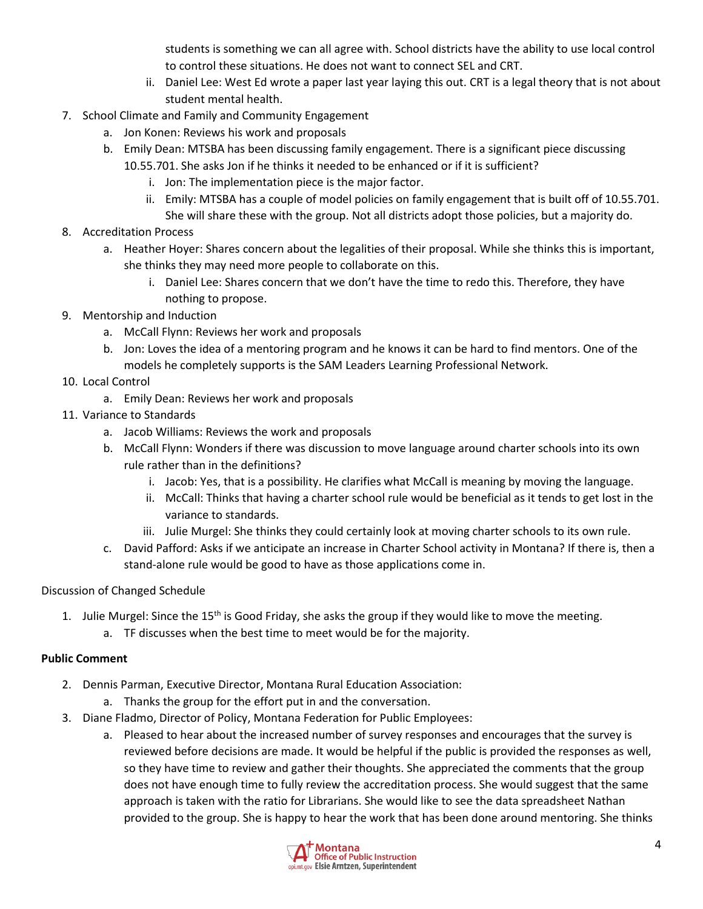students is something we can all agree with. School districts have the ability to use local control to control these situations. He does not want to connect SEL and CRT.

   ii. Daniel Lee: West Ed wrote a paper last year laying this out. CRT is a legal theory that is not about student mental health.

7. School Climate and Family and Community Engagement
   a. Jon Konen: Reviews his work and proposals
   b. Emily Dean: MTSBA has been discussing family engagement. There is a significant piece discussing 10.55.701. She asks Jon if he thinks it needed to be enhanced or if it is sufficient?
      i. Jon: The implementation piece is the major factor.
      ii. Emily: MTSBA has a couple of model policies on family engagement that is built off of 10.55.701. She will share these with the group. Not all districts adopt those policies, but a majority do.
8. Accreditation Process
   a. Heather Hoyer: Shares concern about the legalities of their proposal. While she thinks this is important, she thinks they may need more people to collaborate on this.
      i. Daniel Lee: Shares concern that we don't have the time to redo this. Therefore, they have nothing to propose.
9. Mentorship and Induction
   a. McCall Flynn: Reviews her work and proposals
   b. Jon: Loves the idea of a mentoring program and he knows it can be hard to find mentors. One of the models he completely supports is the SAM Leaders Learning Professional Network.
10. Local Control
    a. Emily Dean: Reviews her work and proposals
11. Variance to Standards
    a. Jacob Williams: Reviews the work and proposals
    b. McCall Flynn: Wonders if there was discussion to move language around charter schools into its own rule rather than in the definitions?
       i. Jacob: Yes, that is a possibility. He clarifies what McCall is meaning by moving the language.
       ii. McCall: Thinks that having a charter school rule would be beneficial as it tends to get lost in the variance to standards.
       iii. Julie Murgel: She thinks they could certainly look at moving charter schools to its own rule.
    c. David Pafford: Asks if we anticipate an increase in Charter School activity in Montana? If there is, then a stand-alone rule would be good to have as those applications come in.

Discussion of Changed Schedule

1. Julie Murgel: Since the 15th is Good Friday, she asks the group if they would like to move the meeting.
   a. TF discusses when the best time to meet would be for the majority.

**Public Comment**

2. Dennis Parman, Executive Director, Montana Rural Education Association:
   a. Thanks the group for the effort put in and the conversation.
3. Diane Fladmo, Director of Policy, Montana Federation for Public Employees:
   a. Pleased to hear about the increased number of survey responses and encourages that the survey is reviewed before decisions are made. It would be helpful if the public is provided the responses as well, so they have time to review and gather their thoughts. She appreciated the comments that the group does not have enough time to fully review the accreditation process. She would suggest that the same approach is taken with the ratio for Librarians. She would like to see the data spreadsheet Nathan provided to the group. She is happy to hear the work that has been done around mentoring. She thinks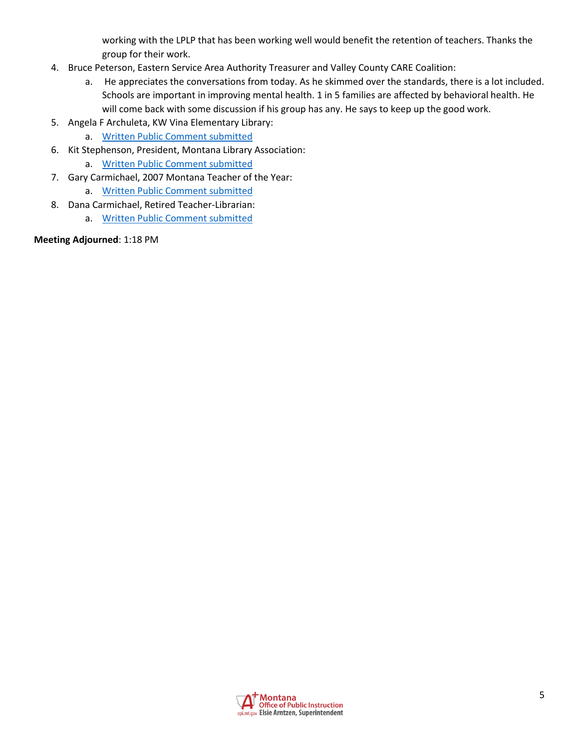working with the LPLP that has been working well would benefit the retention of teachers. Thanks the group for their work.

4. Bruce Peterson, Eastern Service Area Authority Treasurer and Valley County CARE Coalition:
   a. He appreciates the conversations from today. As he skimmed over the standards, there is a lot included. Schools are important in improving mental health. 1 in 5 families are affected by behavioral health. He will come back with some discussion if his group has any. He says to keep up the good work.
5. Angela F Archuleta, KW Vina Elementary Library:
   a. Written Public Comment submitted
6. Kit Stephenson, President, Montana Library Association:
   a. Written Public Comment submitted
7. Gary Carmichael, 2007 Montana Teacher of the Year:
   a. Written Public Comment submitted
8. Dana Carmichael, Retired Teacher-Librarian:
   a. Written Public Comment submitted

**Meeting Adjourned**: 1:18 PM